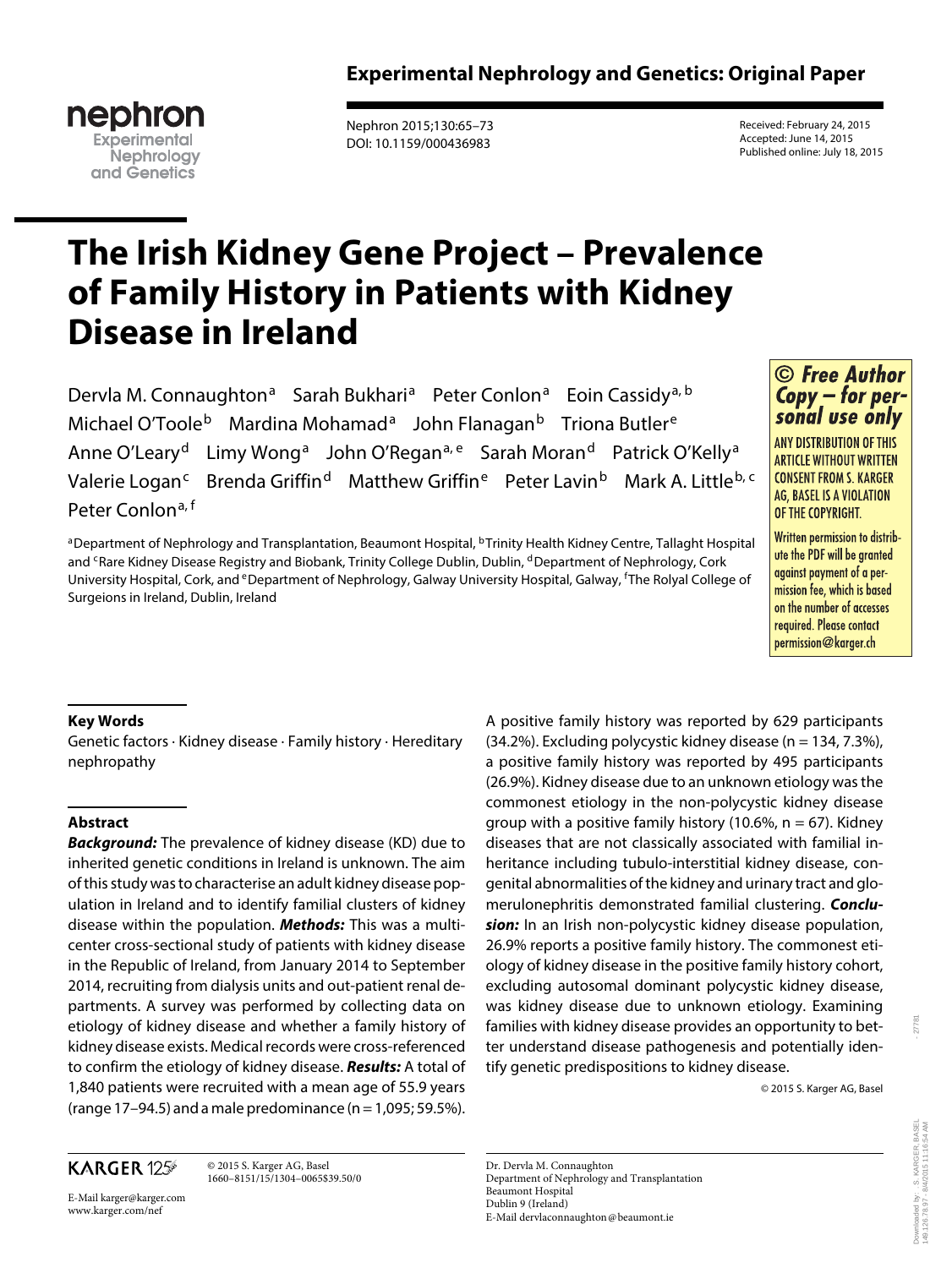Experimental Nephrology and Genetics: Original Paper

Received: February 24, 2015
Accepted: June 14, 2015
Published online: July 18, 2015

# The Irish Kidney Gene Project – Prevalence of Family History in Patients with Kidney Disease in Ireland

Dervla M. Connaughton[a] Sarah Bukhari[a] Peter Conlon[a] Eoin Cassidy[a, b] Michael O'Toole[b] Mardina Mohamad[a] John Flanagan[b] Triona Butler[e] Anne O'Leary[d] Limy Wong[a] John O'Regan[a, e] Sarah Moran[d] Patrick O'Kelly[a] Valerie Logan[c] Brenda Griffin[d] Matthew Griffin[e] Peter Lavin[b] Mark A. Little[b, c] Peter Conlon[a, f]

[a]Department of Nephrology and Transplantation, Beaumont Hospital, [b]Trinity Health Kidney Centre, Tallaght Hospital and [c]Rare Kidney Disease Registry and Biobank, Trinity College Dublin, Dublin, [d]Department of Nephrology, Cork University Hospital, Cork, and [e]Department of Nephrology, Galway University Hospital, Galway, [f]The Rolyal College of Surgeions in Ireland, Dublin, Ireland

## Key Words

Genetic factors · Kidney disease · Family history · Hereditary nephropathy

## Abstract

***Background:*** The prevalence of kidney disease (KD) due to inherited genetic conditions in Ireland is unknown. The aim of this study was to characterise an adult kidney disease population in Ireland and to identify familial clusters of kidney disease within the population. ***Methods:*** This was a multicenter cross-sectional study of patients with kidney disease in the Republic of Ireland, from January 2014 to September 2014, recruiting from dialysis units and out-patient renal departments. A survey was performed by collecting data on etiology of kidney disease and whether a family history of kidney disease exists. Medical records were cross-referenced to confirm the etiology of kidney disease. ***Results:*** A total of 1,840 patients were recruited with a mean age of 55.9 years (range 17–94.5) and a male predominance (n = 1,095; 59.5%). A positive family history was reported by 629 participants (34.2%). Excluding polycystic kidney disease (n = 134, 7.3%), a positive family history was reported by 495 participants (26.9%). Kidney disease due to an unknown etiology was the commonest etiology in the non-polycystic kidney disease group with a positive family history (10.6%, n = 67). Kidney diseases that are not classically associated with familial inheritance including tubulo-interstitial kidney disease, congenital abnormalities of the kidney and urinary tract and glomerulonephritis demonstrated familial clustering. ***Conclusion:*** In an Irish non-polycystic kidney disease population, 26.9% reports a positive family history. The commonest etiology of kidney disease in the positive family history cohort, excluding autosomal dominant polycystic kidney disease, was kidney disease due to unknown etiology. Examining families with kidney disease provides an opportunity to better understand disease pathogenesis and potentially identify genetic predispositions to kidney disease.

© 2015 S. Karger AG, Basel

© 2015 S. Karger AG, Basel
1660–8151/15/1304–0065$39.50/0

E-Mail karger@karger.com
www.karger.com/nef

Dr. Dervla M. Connaughton
Department of Nephrology and Transplantation
Beaumont Hospital
Dublin 9 (Ireland)
E-Mail dervlaconnaughton@beaumont.ie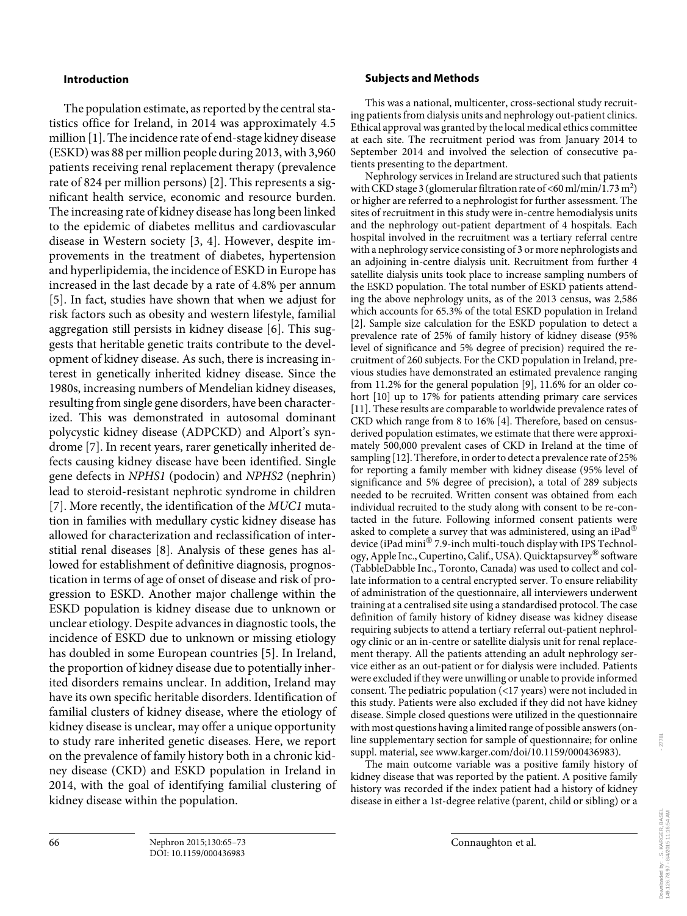## Introduction

The population estimate, as reported by the central statistics office for Ireland, in 2014 was approximately 4.5 million [1]. The incidence rate of end-stage kidney disease (ESKD) was 88 per million people during 2013, with 3,960 patients receiving renal replacement therapy (prevalence rate of 824 per million persons) [2]. This represents a significant health service, economic and resource burden. The increasing rate of kidney disease has long been linked to the epidemic of diabetes mellitus and cardiovascular disease in Western society [3, 4]. However, despite improvements in the treatment of diabetes, hypertension and hyperlipidemia, the incidence of ESKD in Europe has increased in the last decade by a rate of 4.8% per annum [5]. In fact, studies have shown that when we adjust for risk factors such as obesity and western lifestyle, familial aggregation still persists in kidney disease [6]. This suggests that heritable genetic traits contribute to the development of kidney disease. As such, there is increasing interest in genetically inherited kidney disease. Since the 1980s, increasing numbers of Mendelian kidney diseases, resulting from single gene disorders, have been characterized. This was demonstrated in autosomal dominant polycystic kidney disease (ADPCKD) and Alport's syndrome [7]. In recent years, rarer genetically inherited defects causing kidney disease have been identified. Single gene defects in *NPHS1* (podocin) and *NPHS2* (nephrin) lead to steroid-resistant nephrotic syndrome in children [7]. More recently, the identification of the *MUC1* mutation in families with medullary cystic kidney disease has allowed for characterization and reclassification of interstitial renal diseases [8]. Analysis of these genes has allowed for establishment of definitive diagnosis, prognostication in terms of age of onset of disease and risk of progression to ESKD. Another major challenge within the ESKD population is kidney disease due to unknown or unclear etiology. Despite advances in diagnostic tools, the incidence of ESKD due to unknown or missing etiology has doubled in some European countries [5]. In Ireland, the proportion of kidney disease due to potentially inherited disorders remains unclear. In addition, Ireland may have its own specific heritable disorders. Identification of familial clusters of kidney disease, where the etiology of kidney disease is unclear, may offer a unique opportunity to study rare inherited genetic diseases. Here, we report on the prevalence of family history both in a chronic kidney disease (CKD) and ESKD population in Ireland in 2014, with the goal of identifying familial clustering of kidney disease within the population.

## Subjects and Methods

This was a national, multicenter, cross-sectional study recruiting patients from dialysis units and nephrology out-patient clinics. Ethical approval was granted by the local medical ethics committee at each site. The recruitment period was from January 2014 to September 2014 and involved the selection of consecutive patients presenting to the department.

Nephrology services in Ireland are structured such that patients with CKD stage 3 (glomerular filtration rate of <60 ml/min/1.73 $m^2$) or higher are referred to a nephrologist for further assessment. The sites of recruitment in this study were in-centre hemodialysis units and the nephrology out-patient department of 4 hospitals. Each hospital involved in the recruitment was a tertiary referral centre with a nephrology service consisting of 3 or more nephrologists and an adjoining in-centre dialysis unit. Recruitment from further 4 satellite dialysis units took place to increase sampling numbers of the ESKD population. The total number of ESKD patients attending the above nephrology units, as of the 2013 census, was 2,586 which accounts for 65.3% of the total ESKD population in Ireland [2]. Sample size calculation for the ESKD population to detect a prevalence rate of 25% of family history of kidney disease (95% level of significance and 5% degree of precision) required the recruitment of 260 subjects. For the CKD population in Ireland, previous studies have demonstrated an estimated prevalence ranging from 11.2% for the general population [9], 11.6% for an older cohort [10] up to 17% for patients attending primary care services [11]. These results are comparable to worldwide prevalence rates of CKD which range from 8 to 16% [4]. Therefore, based on census-derived population estimates, we estimate that there were approximately 500,000 prevalent cases of CKD in Ireland at the time of sampling [12]. Therefore, in order to detect a prevalence rate of 25% for reporting a family member with kidney disease (95% level of significance and 5% degree of precision), a total of 289 subjects needed to be recruited. Written consent was obtained from each individual recruited to the study along with consent to be re-contacted in the future. Following informed consent patients were asked to complete a survey that was administered, using an iPad® device (iPad mini® 7.9-inch multi-touch display with IPS Technology, Apple Inc., Cupertino, Calif., USA). Quicktapsurvey® software (TabbleDabble Inc., Toronto, Canada) was used to collect and collate information to a central encrypted server. To ensure reliability of administration of the questionnaire, all interviewers underwent training at a centralised site using a standardised protocol. The case definition of family history of kidney disease was kidney disease requiring subjects to attend a tertiary referral out-patient nephrology clinic or an in-centre or satellite dialysis unit for renal replacement therapy. All the patients attending an adult nephrology service either as an out-patient or for dialysis were included. Patients were excluded if they were unwilling or unable to provide informed consent. The pediatric population (<17 years) were not included in this study. Patients were also excluded if they did not have kidney disease. Simple closed questions were utilized in the questionnaire with most questions having a limited range of possible answers (online supplementary section for sample of questionnaire; for online suppl. material, see www.karger.com/doi/10.1159/000436983).

The main outcome variable was a positive family history of kidney disease that was reported by the patient. A positive family history was recorded if the index patient had a history of kidney disease in either a 1st-degree relative (parent, child or sibling) or a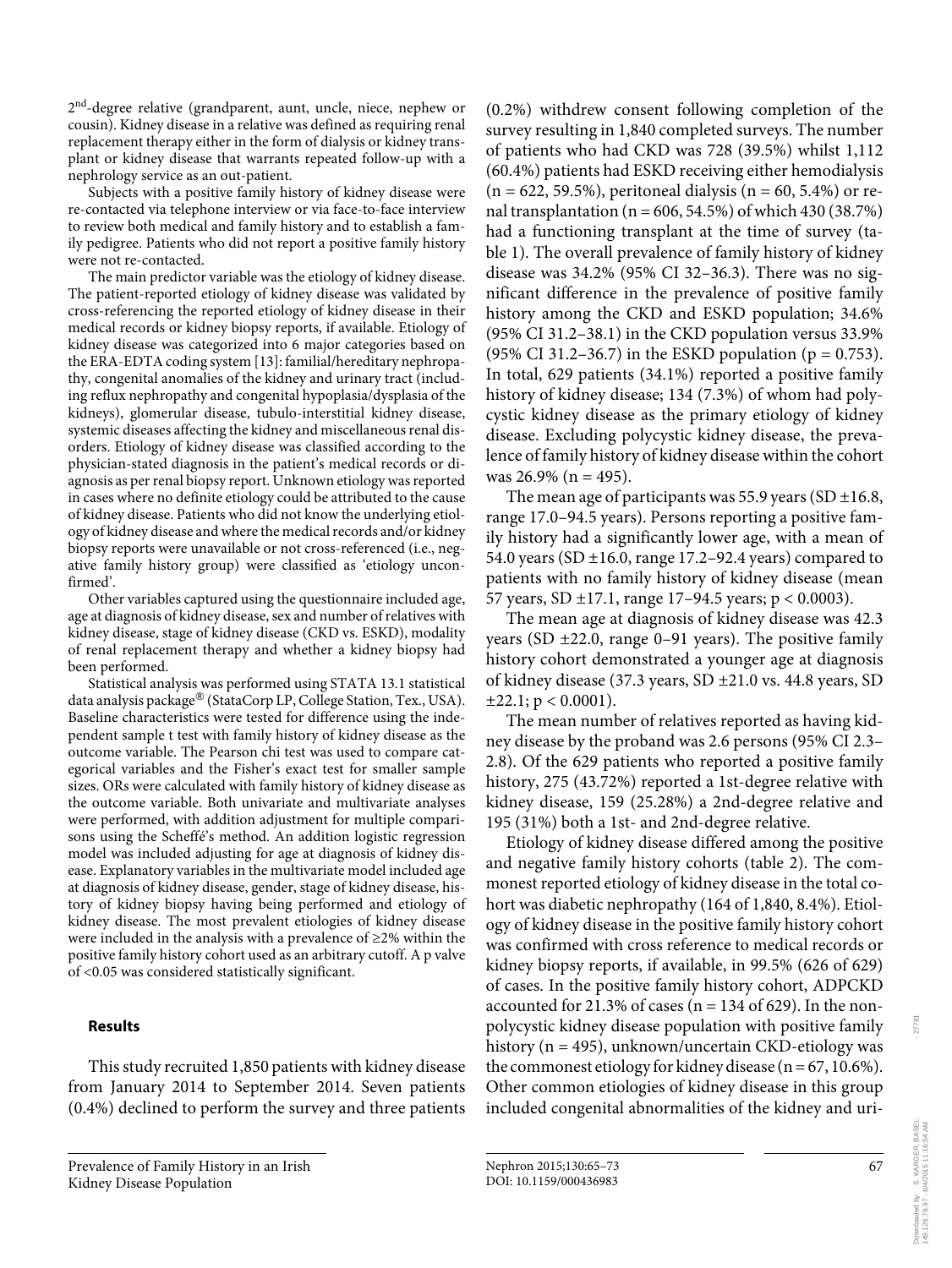2[nd]-degree relative (grandparent, aunt, uncle, niece, nephew or cousin). Kidney disease in a relative was defined as requiring renal replacement therapy either in the form of dialysis or kidney transplant or kidney disease that warrants repeated follow-up with a nephrology service as an out-patient.

Subjects with a positive family history of kidney disease were re-contacted via telephone interview or via face-to-face interview to review both medical and family history and to establish a family pedigree. Patients who did not report a positive family history were not re-contacted.

The main predictor variable was the etiology of kidney disease. The patient-reported etiology of kidney disease was validated by cross-referencing the reported etiology of kidney disease in their medical records or kidney biopsy reports, if available. Etiology of kidney disease was categorized into 6 major categories based on the ERA-EDTA coding system [13]: familial/hereditary nephropathy, congenital anomalies of the kidney and urinary tract (including reflux nephropathy and congenital hypoplasia/dysplasia of the kidneys), glomerular disease, tubulo-interstitial kidney disease, systemic diseases affecting the kidney and miscellaneous renal disorders. Etiology of kidney disease was classified according to the physician-stated diagnosis in the patient's medical records or diagnosis as per renal biopsy report. Unknown etiology was reported in cases where no definite etiology could be attributed to the cause of kidney disease. Patients who did not know the underlying etiology of kidney disease and where the medical records and/or kidney biopsy reports were unavailable or not cross-referenced (i.e., negative family history group) were classified as 'etiology unconfirmed'.

Other variables captured using the questionnaire included age, age at diagnosis of kidney disease, sex and number of relatives with kidney disease, stage of kidney disease (CKD vs. ESKD), modality of renal replacement therapy and whether a kidney biopsy had been performed.

Statistical analysis was performed using STATA 13.1 statistical data analysis package® (StataCorp LP, College Station, Tex., USA). Baseline characteristics were tested for difference using the independent sample t test with family history of kidney disease as the outcome variable. The Pearson chi test was used to compare categorical variables and the Fisher's exact test for smaller sample sizes. ORs were calculated with family history of kidney disease as the outcome variable. Both univariate and multivariate analyses were performed, with addition adjustment for multiple comparisons using the Scheffé's method. An addition logistic regression model was included adjusting for age at diagnosis of kidney disease. Explanatory variables in the multivariate model included age at diagnosis of kidney disease, gender, stage of kidney disease, history of kidney biopsy having being performed and etiology of kidney disease. The most prevalent etiologies of kidney disease were included in the analysis with a prevalence of ≥2% within the positive family history cohort used as an arbitrary cutoff. A p valve of <0.05 was considered statistically significant.

## Results

This study recruited 1,850 patients with kidney disease from January 2014 to September 2014. Seven patients (0.4%) declined to perform the survey and three patients (0.2%) withdrew consent following completion of the survey resulting in 1,840 completed surveys. The number of patients who had CKD was 728 (39.5%) whilst 1,112 (60.4%) patients had ESKD receiving either hemodialysis (n = 622, 59.5%), peritoneal dialysis (n = 60, 5.4%) or renal transplantation (n = 606, 54.5%) of which 430 (38.7%) had a functioning transplant at the time of survey (table 1). The overall prevalence of family history of kidney disease was 34.2% (95% CI 32–36.3). There was no significant difference in the prevalence of positive family history among the CKD and ESKD population; 34.6% (95% CI 31.2–38.1) in the CKD population versus 33.9% (95% CI 31.2–36.7) in the ESKD population (p = 0.753). In total, 629 patients (34.1%) reported a positive family history of kidney disease; 134 (7.3%) of whom had polycystic kidney disease as the primary etiology of kidney disease. Excluding polycystic kidney disease, the prevalence of family history of kidney disease within the cohort was 26.9% (n = 495).

The mean age of participants was 55.9 years (SD ±16.8, range 17.0–94.5 years). Persons reporting a positive family history had a significantly lower age, with a mean of 54.0 years (SD ±16.0, range 17.2–92.4 years) compared to patients with no family history of kidney disease (mean 57 years, SD ±17.1, range 17–94.5 years; p < 0.0003).

The mean age at diagnosis of kidney disease was 42.3 years (SD ±22.0, range 0–91 years). The positive family history cohort demonstrated a younger age at diagnosis of kidney disease (37.3 years, SD ±21.0 vs. 44.8 years, SD ±22.1; p < 0.0001).

The mean number of relatives reported as having kidney disease by the proband was 2.6 persons (95% CI 2.3–2.8). Of the 629 patients who reported a positive family history, 275 (43.72%) reported a 1st-degree relative with kidney disease, 159 (25.28%) a 2nd-degree relative and 195 (31%) both a 1st- and 2nd-degree relative.

Etiology of kidney disease differed among the positive and negative family history cohorts (table 2). The commonest reported etiology of kidney disease in the total cohort was diabetic nephropathy (164 of 1,840, 8.4%). Etiology of kidney disease in the positive family history cohort was confirmed with cross reference to medical records or kidney biopsy reports, if available, in 99.5% (626 of 629) of cases. In the positive family history cohort, ADPCKD accounted for 21.3% of cases (n = 134 of 629). In the non-polycystic kidney disease population with positive family history (n = 495), unknown/uncertain CKD-etiology was the commonest etiology for kidney disease (n = 67, 10.6%). Other common etiologies of kidney disease in this group included congenital abnormalities of the kidney and uri-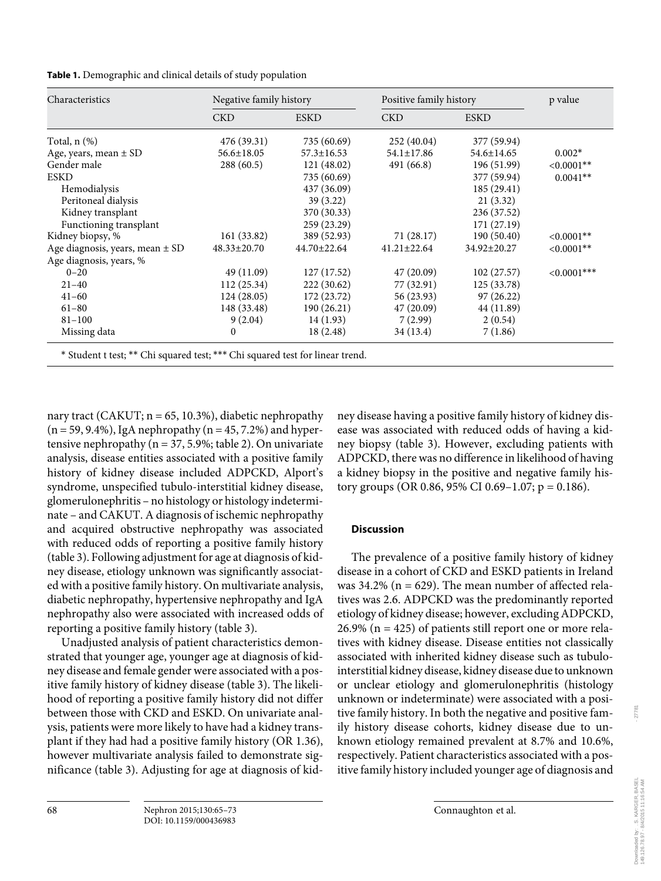**Table 1.** Demographic and clinical details of study population

| Characteristics | Negative family history | | Positive family history | | p value |
|---|---|---|---|---|---|
| | CKD | ESKD | CKD | ESKD | |
| Total, n (%) | 476 (39.31) | 735 (60.69) | 252 (40.04) | 377 (59.94) | |
| Age, years, mean ± SD | 56.6±18.05 | 57.3±16.53 | 54.1±17.86 | 54.6±14.65 | 0.002* |
| Gender male | 288 (60.5) | 121 (48.02) | 491 (66.8) | 196 (51.99) | <0.0001** |
| ESKD | | 735 (60.69) | | 377 (59.94) | 0.0041** |
| Hemodialysis | | 437 (36.09) | | 185 (29.41) | |
| Peritoneal dialysis | | 39 (3.22) | | 21 (3.32) | |
| Kidney transplant | | 370 (30.33) | | 236 (37.52) | |
| Functioning transplant | | 259 (23.29) | | 171 (27.19) | |
| Kidney biopsy, % | 161 (33.82) | 389 (52.93) | 71 (28.17) | 190 (50.40) | <0.0001** |
| Age diagnosis, years, mean ± SD | 48.33±20.70 | 44.70±22.64 | 41.21±22.64 | 34.92±20.27 | <0.0001** |
| Age diagnosis, years, % | | | | | |
| 0–20 | 49 (11.09) | 127 (17.52) | 47 (20.09) | 102 (27.57) | <0.0001*** |
| 21–40 | 112 (25.34) | 222 (30.62) | 77 (32.91) | 125 (33.78) | |
| 41–60 | 124 (28.05) | 172 (23.72) | 56 (23.93) | 97 (26.22) | |
| 61–80 | 148 (33.48) | 190 (26.21) | 47 (20.09) | 44 (11.89) | |
| 81–100 | 9 (2.04) | 14 (1.93) | 7 (2.99) | 2 (0.54) | |
| Missing data | 0 | 18 (2.48) | 34 (13.4) | 7 (1.86) | |

\* Student t test; ** Chi squared test; *** Chi squared test for linear trend.

nary tract (CAKUT; n = 65, 10.3%), diabetic nephropathy (n = 59, 9.4%), IgA nephropathy (n = 45, 7.2%) and hypertensive nephropathy (n = 37, 5.9%; table 2). On univariate analysis, disease entities associated with a positive family history of kidney disease included ADPCKD, Alport's syndrome, unspecified tubulo-interstitial kidney disease, glomerulonephritis – no histology or histology indeterminate – and CAKUT. A diagnosis of ischemic nephropathy and acquired obstructive nephropathy was associated with reduced odds of reporting a positive family history (table 3). Following adjustment for age at diagnosis of kidney disease, etiology unknown was significantly associated with a positive family history. On multivariate analysis, diabetic nephropathy, hypertensive nephropathy and IgA nephropathy also were associated with increased odds of reporting a positive family history (table 3).

Unadjusted analysis of patient characteristics demonstrated that younger age, younger age at diagnosis of kidney disease and female gender were associated with a positive family history of kidney disease (table 3). The likelihood of reporting a positive family history did not differ between those with CKD and ESKD. On univariate analysis, patients were more likely to have had a kidney transplant if they had had a positive family history (OR 1.36), however multivariate analysis failed to demonstrate significance (table 3). Adjusting for age at diagnosis of kidney disease having a positive family history of kidney disease was associated with reduced odds of having a kidney biopsy (table 3). However, excluding patients with ADPCKD, there was no difference in likelihood of having a kidney biopsy in the positive and negative family history groups (OR 0.86, 95% CI 0.69–1.07; p = 0.186).

## Discussion

The prevalence of a positive family history of kidney disease in a cohort of CKD and ESKD patients in Ireland was 34.2% (n = 629). The mean number of affected relatives was 2.6. ADPCKD was the predominantly reported etiology of kidney disease; however, excluding ADPCKD, 26.9% (n = 425) of patients still report one or more relatives with kidney disease. Disease entities not classically associated with inherited kidney disease such as tubulo-interstitial kidney disease, kidney disease due to unknown or unclear etiology and glomerulonephritis (histology unknown or indeterminate) were associated with a positive family history. In both the negative and positive family history disease cohorts, kidney disease due to unknown etiology remained prevalent at 8.7% and 10.6%, respectively. Patient characteristics associated with a positive family history included younger age of diagnosis and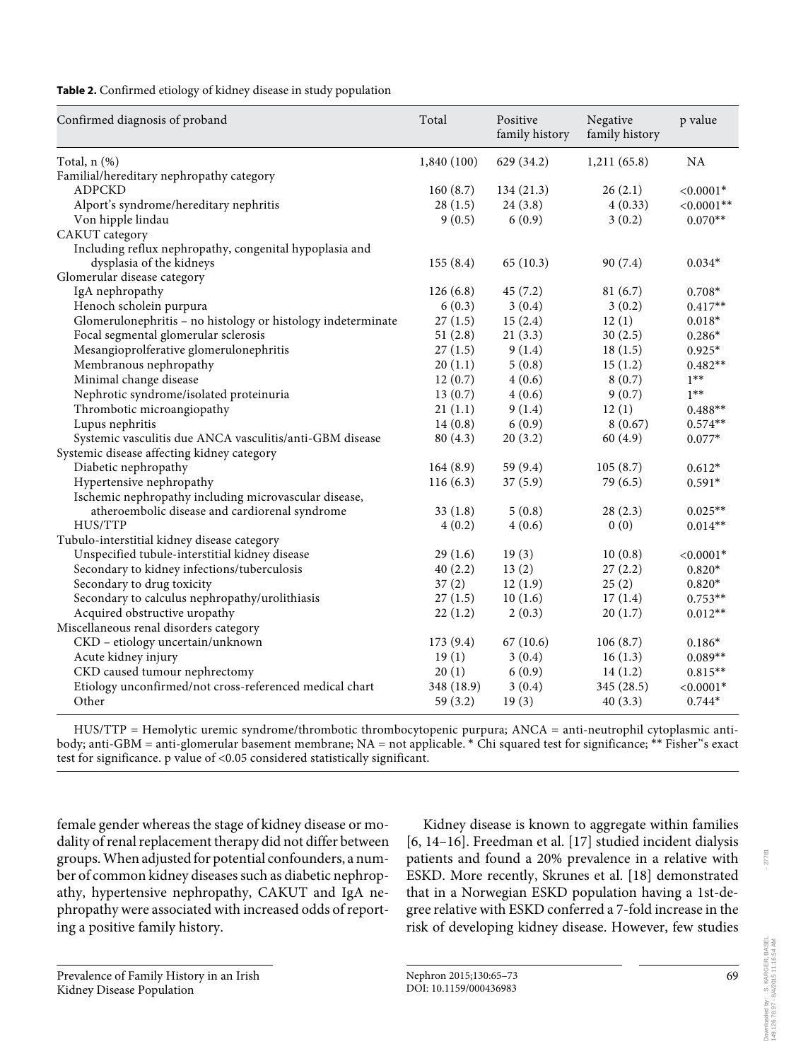**Table 2.** Confirmed etiology of kidney disease in study population

| Confirmed diagnosis of proband | Total | Positive family history | Negative family history | p value |
|---|---|---|---|---|
| Total, n (%) | 1,840 (100) | 629 (34.2) | 1,211 (65.8) | NA |
| Familial/hereditary nephropathy category | | | | |
| ADPCKD | 160 (8.7) | 134 (21.3) | 26 (2.1) | <0.0001* |
| Alport's syndrome/hereditary nephritis | 28 (1.5) | 24 (3.8) | 4 (0.33) | <0.0001** |
| Von hipple lindau | 9 (0.5) | 6 (0.9) | 3 (0.2) | 0.070** |
| CAKUT category | | | | |
| Including reflux nephropathy, congenital hypoplasia and dysplasia of the kidneys | 155 (8.4) | 65 (10.3) | 90 (7.4) | 0.034* |
| Glomerular disease category | | | | |
| IgA nephropathy | 126 (6.8) | 45 (7.2) | 81 (6.7) | 0.708* |
| Henoch scholein purpura | 6 (0.3) | 3 (0.4) | 3 (0.2) | 0.417** |
| Glomerulonephritis – no histology or histology indeterminate | 27 (1.5) | 15 (2.4) | 12 (1) | 0.018* |
| Focal segmental glomerular sclerosis | 51 (2.8) | 21 (3.3) | 30 (2.5) | 0.286* |
| Mesangioprolferative glomerulonephritis | 27 (1.5) | 9 (1.4) | 18 (1.5) | 0.925* |
| Membranous nephropathy | 20 (1.1) | 5 (0.8) | 15 (1.2) | 0.482** |
| Minimal change disease | 12 (0.7) | 4 (0.6) | 8 (0.7) | 1** |
| Nephrotic syndrome/isolated proteinuria | 13 (0.7) | 4 (0.6) | 9 (0.7) | 1** |
| Thrombotic microangiopathy | 21 (1.1) | 9 (1.4) | 12 (1) | 0.488** |
| Lupus nephritis | 14 (0.8) | 6 (0.9) | 8 (0.67) | 0.574** |
| Systemic vasculitis due ANCA vasculitis/anti-GBM disease | 80 (4.3) | 20 (3.2) | 60 (4.9) | 0.077* |
| Systemic disease affecting kidney category | | | | |
| Diabetic nephropathy | 164 (8.9) | 59 (9.4) | 105 (8.7) | 0.612* |
| Hypertensive nephropathy | 116 (6.3) | 37 (5.9) | 79 (6.5) | 0.591* |
| Ischemic nephropathy including microvascular disease, atheroembolic disease and cardiorenal syndrome | 33 (1.8) | 5 (0.8) | 28 (2.3) | 0.025** |
| HUS/TTP | 4 (0.2) | 4 (0.6) | 0 (0) | 0.014** |
| Tubulo-interstitial kidney disease category | | | | |
| Unspecified tubule-interstitial kidney disease | 29 (1.6) | 19 (3) | 10 (0.8) | <0.0001* |
| Secondary to kidney infections/tuberculosis | 40 (2.2) | 13 (2) | 27 (2.2) | 0.820* |
| Secondary to drug toxicity | 37 (2) | 12 (1.9) | 25 (2) | 0.820* |
| Secondary to calculus nephropathy/urolithiasis | 27 (1.5) | 10 (1.6) | 17 (1.4) | 0.753** |
| Acquired obstructive uropathy | 22 (1.2) | 2 (0.3) | 20 (1.7) | 0.012** |
| Miscellaneous renal disorders category | | | | |
| CKD – etiology uncertain/unknown | 173 (9.4) | 67 (10.6) | 106 (8.7) | 0.186* |
| Acute kidney injury | 19 (1) | 3 (0.4) | 16 (1.3) | 0.089** |
| CKD caused tumour nephrectomy | 20 (1) | 6 (0.9) | 14 (1.2) | 0.815** |
| Etiology unconfirmed/not cross-referenced medical chart | 348 (18.9) | 3 (0.4) | 345 (28.5) | <0.0001* |
| Other | 59 (3.2) | 19 (3) | 40 (3.3) | 0.744* |

HUS/TTP = Hemolytic uremic syndrome/thrombotic thrombocytopenic purpura; ANCA = anti-neutrophil cytoplasmic antibody; anti-GBM = anti-glomerular basement membrane; NA = not applicable. * Chi squared test for significance; ** Fisher''s exact test for significance. p value of <0.05 considered statistically significant.

female gender whereas the stage of kidney disease or modality of renal replacement therapy did not differ between groups. When adjusted for potential confounders, a number of common kidney diseases such as diabetic nephropathy, hypertensive nephropathy, CAKUT and IgA nephropathy were associated with increased odds of reporting a positive family history.

Kidney disease is known to aggregate within families [6, 14–16]. Freedman et al. [17] studied incident dialysis patients and found a 20% prevalence in a relative with ESKD. More recently, Skrunes et al. [18] demonstrated that in a Norwegian ESKD population having a 1st-degree relative with ESKD conferred a 7-fold increase in the risk of developing kidney disease. However, few studies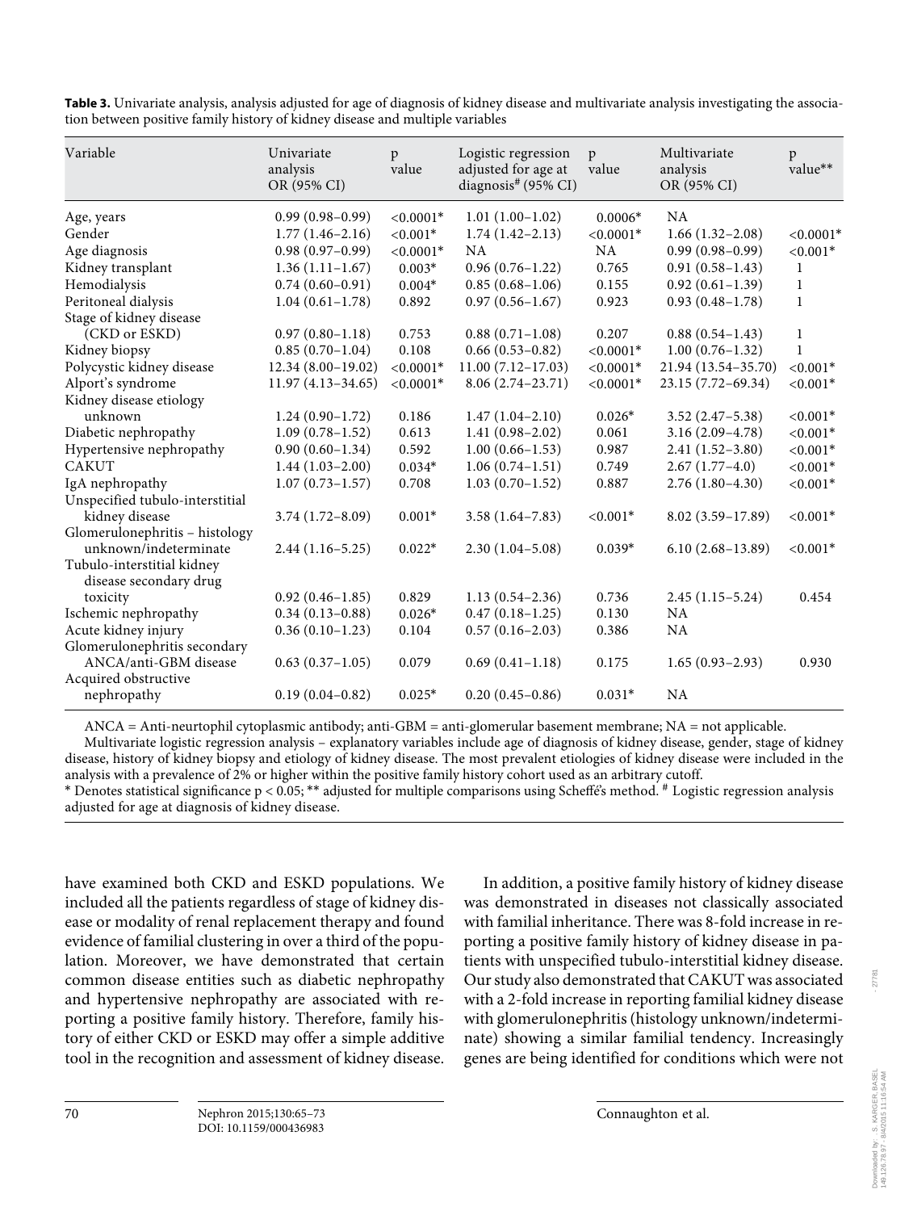**Table 3.** Univariate analysis, analysis adjusted for age of diagnosis of kidney disease and multivariate analysis investigating the association between positive family history of kidney disease and multiple variables

| Variable | Univariate analysis OR (95% CI) | p value | Logistic regression adjusted for age at diagnosis# (95% CI) | p value | Multivariate analysis OR (95% CI) | p value** |
|---|---|---|---|---|---|---|
| Age, years | 0.99 (0.98–0.99) | <0.0001* | 1.01 (1.00–1.02) | 0.0006* | NA | |
| Gender | 1.77 (1.46–2.16) | <0.001* | 1.74 (1.42–2.13) | <0.0001* | 1.66 (1.32–2.08) | <0.0001* |
| Age diagnosis | 0.98 (0.97–0.99) | <0.0001* | NA | NA | 0.99 (0.98–0.99) | <0.001* |
| Kidney transplant | 1.36 (1.11–1.67) | 0.003* | 0.96 (0.76–1.22) | 0.765 | 0.91 (0.58–1.43) | 1 |
| Hemodialysis | 0.74 (0.60–0.91) | 0.004* | 0.85 (0.68–1.06) | 0.155 | 0.92 (0.61–1.39) | 1 |
| Peritoneal dialysis | 1.04 (0.61–1.78) | 0.892 | 0.97 (0.56–1.67) | 0.923 | 0.93 (0.48–1.78) | 1 |
| Stage of kidney disease (CKD or ESKD) | 0.97 (0.80–1.18) | 0.753 | 0.88 (0.71–1.08) | 0.207 | 0.88 (0.54–1.43) | 1 |
| Kidney biopsy | 0.85 (0.70–1.04) | 0.108 | 0.66 (0.53–0.82) | <0.0001* | 1.00 (0.76–1.32) | 1 |
| Polycystic kidney disease | 12.34 (8.00–19.02) | <0.0001* | 11.00 (7.12–17.03) | <0.0001* | 21.94 (13.54–35.70) | <0.001* |
| Alport's syndrome | 11.97 (4.13–34.65) | <0.0001* | 8.06 (2.74–23.71) | <0.0001* | 23.15 (7.72–69.34) | <0.001* |
| Kidney disease etiology unknown | 1.24 (0.90–1.72) | 0.186 | 1.47 (1.04–2.10) | 0.026* | 3.52 (2.47–5.38) | <0.001* |
| Diabetic nephropathy | 1.09 (0.78–1.52) | 0.613 | 1.41 (0.98–2.02) | 0.061 | 3.16 (2.09–4.78) | <0.001* |
| Hypertensive nephropathy | 0.90 (0.60–1.34) | 0.592 | 1.00 (0.66–1.53) | 0.987 | 2.41 (1.52–3.80) | <0.001* |
| CAKUT | 1.44 (1.03–2.00) | 0.034* | 1.06 (0.74–1.51) | 0.749 | 2.67 (1.77–4.0) | <0.001* |
| IgA nephropathy | 1.07 (0.73–1.57) | 0.708 | 1.03 (0.70–1.52) | 0.887 | 2.76 (1.80–4.30) | <0.001* |
| Unspecified tubulo-interstitial kidney disease | 3.74 (1.72–8.09) | 0.001* | 3.58 (1.64–7.83) | <0.001* | 8.02 (3.59–17.89) | <0.001* |
| Glomerulonephritis – histology unknown/indeterminate | 2.44 (1.16–5.25) | 0.022* | 2.30 (1.04–5.08) | 0.039* | 6.10 (2.68–13.89) | <0.001* |
| Tubulo-interstitial kidney disease secondary drug toxicity | 0.92 (0.46–1.85) | 0.829 | 1.13 (0.54–2.36) | 0.736 | 2.45 (1.15–5.24) | 0.454 |
| Ischemic nephropathy | 0.34 (0.13–0.88) | 0.026* | 0.47 (0.18–1.25) | 0.130 | NA | |
| Acute kidney injury | 0.36 (0.10–1.23) | 0.104 | 0.57 (0.16–2.03) | 0.386 | NA | |
| Glomerulonephritis secondary ANCA/anti-GBM disease | 0.63 (0.37–1.05) | 0.079 | 0.69 (0.41–1.18) | 0.175 | 1.65 (0.93–2.93) | 0.930 |
| Acquired obstructive nephropathy | 0.19 (0.04–0.82) | 0.025* | 0.20 (0.45–0.86) | 0.031* | NA | |

ANCA = Anti-neurtophil cytoplasmic antibody; anti-GBM = anti-glomerular basement membrane; NA = not applicable.
Multivariate logistic regression analysis – explanatory variables include age of diagnosis of kidney disease, gender, stage of kidney disease, history of kidney biopsy and etiology of kidney disease. The most prevalent etiologies of kidney disease were included in the analysis with a prevalence of 2% or higher within the positive family history cohort used as an arbitrary cutoff.
\* Denotes statistical significance $p < 0.05$; ** adjusted for multiple comparisons using Scheffé's method. # Logistic regression analysis adjusted for age at diagnosis of kidney disease.

have examined both CKD and ESKD populations. We included all the patients regardless of stage of kidney disease or modality of renal replacement therapy and found evidence of familial clustering in over a third of the population. Moreover, we have demonstrated that certain common disease entities such as diabetic nephropathy and hypertensive nephropathy are associated with reporting a positive family history. Therefore, family history of either CKD or ESKD may offer a simple additive tool in the recognition and assessment of kidney disease.

In addition, a positive family history of kidney disease was demonstrated in diseases not classically associated with familial inheritance. There was 8-fold increase in reporting a positive family history of kidney disease in patients with unspecified tubulo-interstitial kidney disease. Our study also demonstrated that CAKUT was associated with a 2-fold increase in reporting familial kidney disease with glomerulonephritis (histology unknown/indeterminate) showing a similar familial tendency. Increasingly genes are being identified for conditions which were not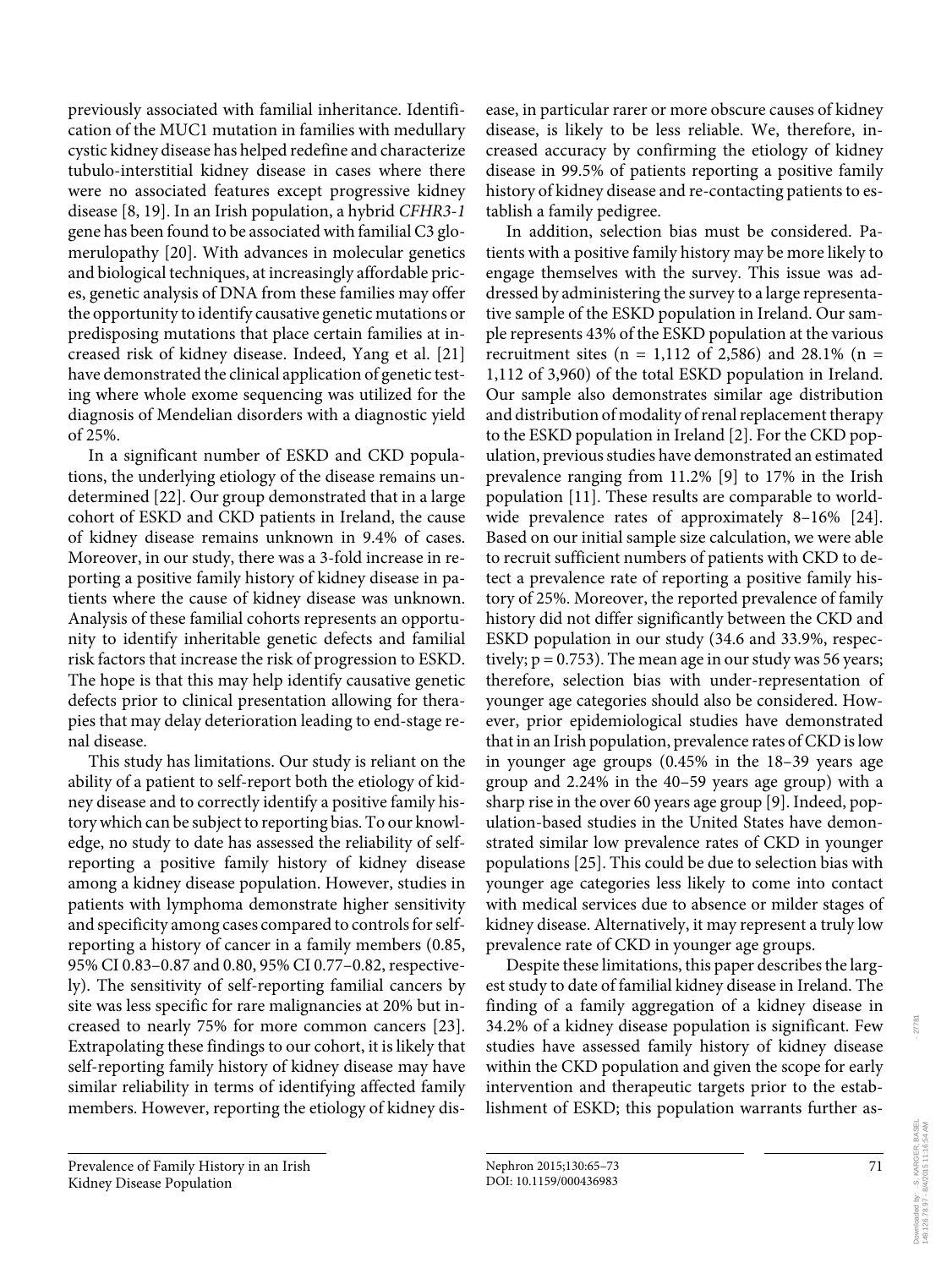previously associated with familial inheritance. Identification of the MUC1 mutation in families with medullary cystic kidney disease has helped redefine and characterize tubulo-interstitial kidney disease in cases where there were no associated features except progressive kidney disease [8, 19]. In an Irish population, a hybrid *CFHR3-1* gene has been found to be associated with familial C3 glomerulopathy [20]. With advances in molecular genetics and biological techniques, at increasingly affordable prices, genetic analysis of DNA from these families may offer the opportunity to identify causative genetic mutations or predisposing mutations that place certain families at increased risk of kidney disease. Indeed, Yang et al. [21] have demonstrated the clinical application of genetic testing where whole exome sequencing was utilized for the diagnosis of Mendelian disorders with a diagnostic yield of 25%.

In a significant number of ESKD and CKD populations, the underlying etiology of the disease remains undetermined [22]. Our group demonstrated that in a large cohort of ESKD and CKD patients in Ireland, the cause of kidney disease remains unknown in 9.4% of cases. Moreover, in our study, there was a 3-fold increase in reporting a positive family history of kidney disease in patients where the cause of kidney disease was unknown. Analysis of these familial cohorts represents an opportunity to identify inheritable genetic defects and familial risk factors that increase the risk of progression to ESKD. The hope is that this may help identify causative genetic defects prior to clinical presentation allowing for therapies that may delay deterioration leading to end-stage renal disease.

This study has limitations. Our study is reliant on the ability of a patient to self-report both the etiology of kidney disease and to correctly identify a positive family history which can be subject to reporting bias. To our knowledge, no study to date has assessed the reliability of self-reporting a positive family history of kidney disease among a kidney disease population. However, studies in patients with lymphoma demonstrate higher sensitivity and specificity among cases compared to controls for self-reporting a history of cancer in a family members (0.85, 95% CI 0.83–0.87 and 0.80, 95% CI 0.77–0.82, respectively). The sensitivity of self-reporting familial cancers by site was less specific for rare malignancies at 20% but increased to nearly 75% for more common cancers [23]. Extrapolating these findings to our cohort, it is likely that self-reporting family history of kidney disease may have similar reliability in terms of identifying affected family members. However, reporting the etiology of kidney disease, in particular rarer or more obscure causes of kidney disease, is likely to be less reliable. We, therefore, increased accuracy by confirming the etiology of kidney disease in 99.5% of patients reporting a positive family history of kidney disease and re-contacting patients to establish a family pedigree.

In addition, selection bias must be considered. Patients with a positive family history may be more likely to engage themselves with the survey. This issue was addressed by administering the survey to a large representative sample of the ESKD population in Ireland. Our sample represents 43% of the ESKD population at the various recruitment sites (n = 1,112 of 2,586) and 28.1% (n = 1,112 of 3,960) of the total ESKD population in Ireland. Our sample also demonstrates similar age distribution and distribution of modality of renal replacement therapy to the ESKD population in Ireland [2]. For the CKD population, previous studies have demonstrated an estimated prevalence ranging from 11.2% [9] to 17% in the Irish population [11]. These results are comparable to worldwide prevalence rates of approximately 8–16% [24]. Based on our initial sample size calculation, we were able to recruit sufficient numbers of patients with CKD to detect a prevalence rate of reporting a positive family history of 25%. Moreover, the reported prevalence of family history did not differ significantly between the CKD and ESKD population in our study (34.6 and 33.9%, respectively; $p = 0.753$). The mean age in our study was 56 years; therefore, selection bias with under-representation of younger age categories should also be considered. However, prior epidemiological studies have demonstrated that in an Irish population, prevalence rates of CKD is low in younger age groups (0.45% in the 18–39 years age group and 2.24% in the 40–59 years age group) with a sharp rise in the over 60 years age group [9]. Indeed, population-based studies in the United States have demonstrated similar low prevalence rates of CKD in younger populations [25]. This could be due to selection bias with younger age categories less likely to come into contact with medical services due to absence or milder stages of kidney disease. Alternatively, it may represent a truly low prevalence rate of CKD in younger age groups.

Despite these limitations, this paper describes the largest study to date of familial kidney disease in Ireland. The finding of a family aggregation of a kidney disease in 34.2% of a kidney disease population is significant. Few studies have assessed family history of kidney disease within the CKD population and given the scope for early intervention and therapeutic targets prior to the establishment of ESKD; this population warrants further as-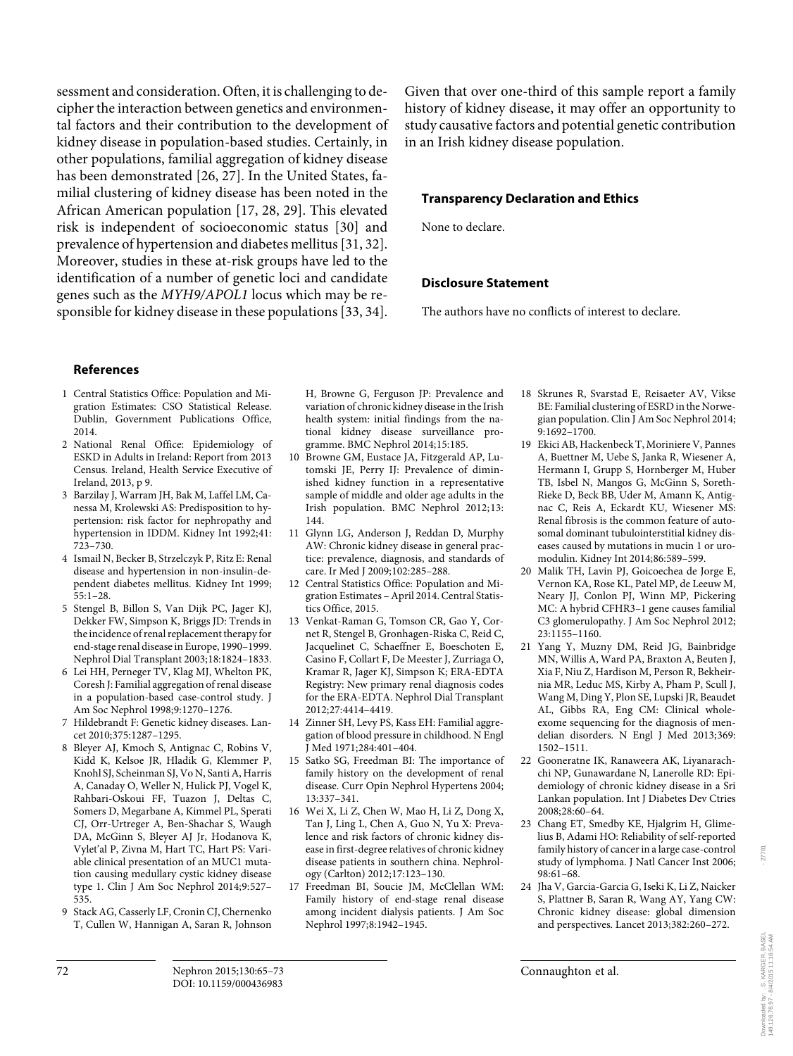sessment and consideration. Often, it is challenging to decipher the interaction between genetics and environmental factors and their contribution to the development of kidney disease in population-based studies. Certainly, in other populations, familial aggregation of kidney disease has been demonstrated [26, 27]. In the United States, familial clustering of kidney disease has been noted in the African American population [17, 28, 29]. This elevated risk is independent of socioeconomic status [30] and prevalence of hypertension and diabetes mellitus [31, 32]. Moreover, studies in these at-risk groups have led to the identification of a number of genetic loci and candidate genes such as the *MYH9/APOL1* locus which may be responsible for kidney disease in these populations [33, 34]. Given that over one-third of this sample report a family history of kidney disease, it may offer an opportunity to study causative factors and potential genetic contribution in an Irish kidney disease population.

### Transparency Declaration and Ethics

None to declare.

### Disclosure Statement

The authors have no conflicts of interest to declare.

### References

1. Central Statistics Office: Population and Migration Estimates: CSO Statistical Release. Dublin, Government Publications Office, 2014.
2. National Renal Office: Epidemiology of ESKD in Adults in Ireland: Report from 2013 Census. Ireland, Health Service Executive of Ireland, 2013, p 9.
3. Barzilay J, Warram JH, Bak M, Laffel LM, Canessa M, Krolewski AS: Predisposition to hypertension: risk factor for nephropathy and hypertension in IDDM. Kidney Int 1992;41:723–730.
4. Ismail N, Becker B, Strzelczyk P, Ritz E: Renal disease and hypertension in non-insulin-dependent diabetes mellitus. Kidney Int 1999;55:1–28.
5. Stengel B, Billon S, Van Dijk PC, Jager KJ, Dekker FW, Simpson K, Briggs JD: Trends in the incidence of renal replacement therapy for end-stage renal disease in Europe, 1990–1999. Nephrol Dial Transplant 2003;18:1824–1833.
6. Lei HH, Perneger TV, Klag MJ, Whelton PK, Coresh J: Familial aggregation of renal disease in a population-based case-control study. J Am Soc Nephrol 1998;9:1270–1276.
7. Hildebrandt F: Genetic kidney diseases. Lancet 2010;375:1287–1295.
8. Bleyer AJ, Kmoch S, Antignac C, Robins V, Kidd K, Kelsoe JR, Hladik G, Klemmer P, Knohl SJ, Scheinman SJ, Vo N, Santi A, Harris A, Canaday O, Weller N, Hulick PJ, Vogel K, Rahbari-Oskoui FF, Tuazon J, Deltas C, Somers D, Megarbane A, Kimmel PL, Sperati CJ, Orr-Urtreger A, Ben-Shachar S, Waugh DA, McGinn S, Bleyer AJ Jr, Hodanova K, Vylet'al P, Zivna M, Hart TC, Hart PS: Variable clinical presentation of an MUC1 mutation causing medullary cystic kidney disease type 1. Clin J Am Soc Nephrol 2014;9:527–535.
9. Stack AG, Casserly LF, Cronin CJ, Chernenko T, Cullen W, Hannigan A, Saran R, Johnson H, Browne G, Ferguson JP: Prevalence and variation of chronic kidney disease in the Irish health system: initial findings from the national kidney disease surveillance programme. BMC Nephrol 2014;15:185.
10. Browne GM, Eustace JA, Fitzgerald AP, Lutomski JE, Perry IJ: Prevalence of diminished kidney function in a representative sample of middle and older age adults in the Irish population. BMC Nephrol 2012;13:144.
11. Glynn LG, Anderson J, Reddan D, Murphy AW: Chronic kidney disease in general practice: prevalence, diagnosis, and standards of care. Ir Med J 2009;102:285–288.
12. Central Statistics Office: Population and Migration Estimates – April 2014. Central Statistics Office, 2015.
13. Venkat-Raman G, Tomson CR, Gao Y, Cornet R, Stengel B, Gronhagen-Riska C, Reid C, Jacquelinet C, Schaeffner E, Boeschoten E, Casino F, Collart F, De Meester J, Zurriaga O, Kramar R, Jager KJ, Simpson K; ERA-EDTA Registry: New primary renal diagnosis codes for the ERA-EDTA. Nephrol Dial Transplant 2012;27:4414–4419.
14. Zinner SH, Levy PS, Kass EH: Familial aggregation of blood pressure in childhood. N Engl J Med 1971;284:401–404.
15. Satko SG, Freedman BI: The importance of family history on the development of renal disease. Curr Opin Nephrol Hypertens 2004;13:337–341.
16. Wei X, Li Z, Chen W, Mao H, Li Z, Dong X, Tan J, Ling L, Chen A, Guo N, Yu X: Prevalence and risk factors of chronic kidney disease in first-degree relatives of chronic kidney disease patients in southern china. Nephrology (Carlton) 2012;17:123–130.
17. Freedman BI, Soucie JM, McClellan WM: Family history of end-stage renal disease among incident dialysis patients. J Am Soc Nephrol 1997;8:1942–1945.
18. Skrunes R, Svarstad E, Reisaeter AV, Vikse BE: Familial clustering of ESRD in the Norwegian population. Clin J Am Soc Nephrol 2014;9:1692–1700.
19. Ekici AB, Hackenbeck T, Moriniere V, Pannes A, Buettner M, Uebe S, Janka R, Wiesener A, Hermann I, Grupp S, Hornberger M, Huber TB, Isbel N, Mangos G, McGinn S, Soreth-Rieke D, Beck BB, Uder M, Amann K, Antignac C, Reis A, Eckardt KU, Wiesener MS: Renal fibrosis is the common feature of autosomal dominant tubulointerstitial kidney diseases caused by mutations in mucin 1 or uromodulin. Kidney Int 2014;86:589–599.
20. Malik TH, Lavin PJ, Goicoechea de Jorge E, Vernon KA, Rose KL, Patel MP, de Leeuw M, Neary JJ, Conlon PJ, Winn MP, Pickering MC: A hybrid CFHR3–1 gene causes familial C3 glomerulopathy. J Am Soc Nephrol 2012;23:1155–1160.
21. Yang Y, Muzny DM, Reid JG, Bainbridge MN, Willis A, Ward PA, Braxton A, Beuten J, Xia F, Niu Z, Hardison M, Person R, Bekheirnia MR, Leduc MS, Kirby A, Pham P, Scull J, Wang M, Ding Y, Plon SE, Lupski JR, Beaudet AL, Gibbs RA, Eng CM: Clinical whole-exome sequencing for the diagnosis of mendelian disorders. N Engl J Med 2013;369:1502–1511.
22. Gooneratne IK, Ranaweera AK, Liyanarachchi NP, Gunawardane N, Lanerolle RD: Epidemiology of chronic kidney disease in a Sri Lankan population. Int J Diabetes Dev Ctries 2008;28:60–64.
23. Chang ET, Smedby KE, Hjalgrim H, Glimelius B, Adami HO: Reliability of self-reported family history of cancer in a large case-control study of lymphoma. J Natl Cancer Inst 2006;98:61–68.
24. Jha V, Garcia-Garcia G, Iseki K, Li Z, Naicker S, Plattner B, Saran R, Wang AY, Yang CW: Chronic kidney disease: global dimension and perspectives. Lancet 2013;382:260–272.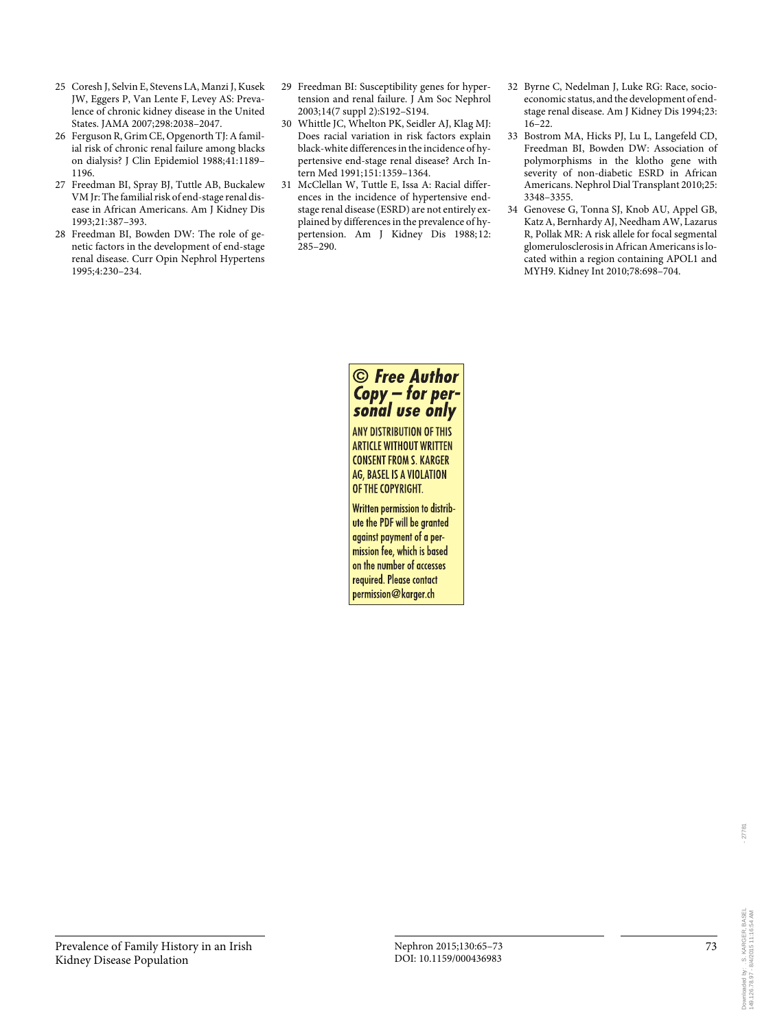25 Coresh J, Selvin E, Stevens LA, Manzi J, Kusek JW, Eggers P, Van Lente F, Levey AS: Prevalence of chronic kidney disease in the United States. JAMA 2007;298:2038–2047.

26 Ferguson R, Grim CE, Opgenorth TJ: A familial risk of chronic renal failure among blacks on dialysis? J Clin Epidemiol 1988;41:1189–1196.

27 Freedman BI, Spray BJ, Tuttle AB, Buckalew VM Jr: The familial risk of end-stage renal disease in African Americans. Am J Kidney Dis 1993;21:387–393.

28 Freedman BI, Bowden DW: The role of genetic factors in the development of end-stage renal disease. Curr Opin Nephrol Hypertens 1995;4:230–234.

29 Freedman BI: Susceptibility genes for hypertension and renal failure. J Am Soc Nephrol 2003;14(7 suppl 2):S192–S194.

30 Whittle JC, Whelton PK, Seidler AJ, Klag MJ: Does racial variation in risk factors explain black-white differences in the incidence of hypertensive end-stage renal disease? Arch Intern Med 1991;151:1359–1364.

31 McClellan W, Tuttle E, Issa A: Racial differences in the incidence of hypertensive end-stage renal disease (ESRD) are not entirely explained by differences in the prevalence of hypertension. Am J Kidney Dis 1988;12:285–290.

32 Byrne C, Nedelman J, Luke RG: Race, socioeconomic status, and the development of end-stage renal disease. Am J Kidney Dis 1994;23:16–22.

33 Bostrom MA, Hicks PJ, Lu L, Langefeld CD, Freedman BI, Bowden DW: Association of polymorphisms in the klotho gene with severity of non-diabetic ESRD in African Americans. Nephrol Dial Transplant 2010;25:3348–3355.

34 Genovese G, Tonna SJ, Knob AU, Appel GB, Katz A, Bernhardy AJ, Needham AW, Lazarus R, Pollak MR: A risk allele for focal segmental glomerulosclerosis in African Americans is located within a region containing APOL1 and MYH9. Kidney Int 2010;78:698–704.

**© *Free Author Copy – for personal use only***

ANY DISTRIBUTION OF THIS ARTICLE WITHOUT WRITTEN CONSENT FROM S. KARGER AG, BASEL IS A VIOLATION OF THE COPYRIGHT.

Written permission to distribute the PDF will be granted against payment of a permission fee, which is based on the number of accesses required. Please contact permission@karger.ch